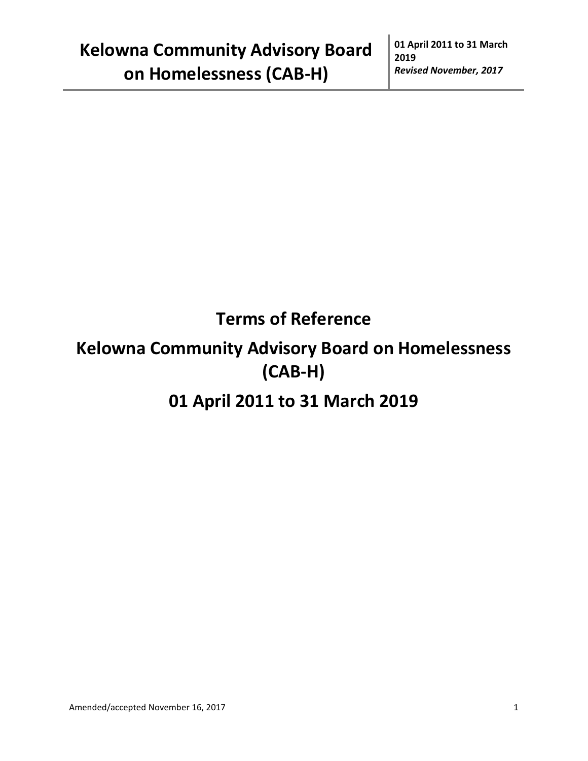# Terms of Reference

# Kelowna Community Advisory Board on Homelessness (CAB-H)

# 01 April 2011 to 31 March 2019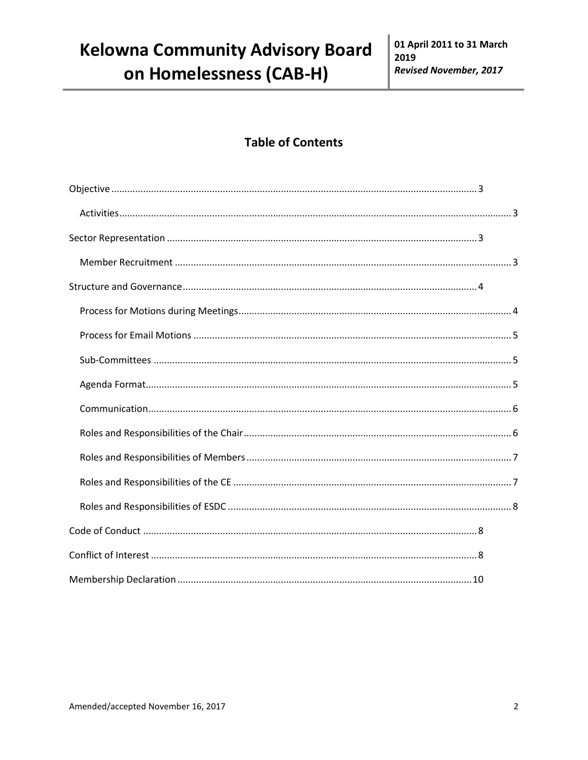## Table of Contents

- Objective ........ 3
  - Activities ........ 3
- Sector Representation ........ 3
  - Member Recruitment ........ 3
- Structure and Governance ........ 4
  - Process for Motions during Meetings ........ 4
  - Process for Email Motions ........ 5
  - Sub-Committees ........ 5
  - Agenda Format ........ 5
  - Communication ........ 6
  - Roles and Responsibilities of the Chair ........ 6
  - Roles and Responsibilities of Members ........ 7
  - Roles and Responsibilities of the CE ........ 7
  - Roles and Responsibilities of ESDC ........ 8
- Code of Conduct ........ 8
- Conflict of Interest ........ 8
- Membership Declaration ........ 10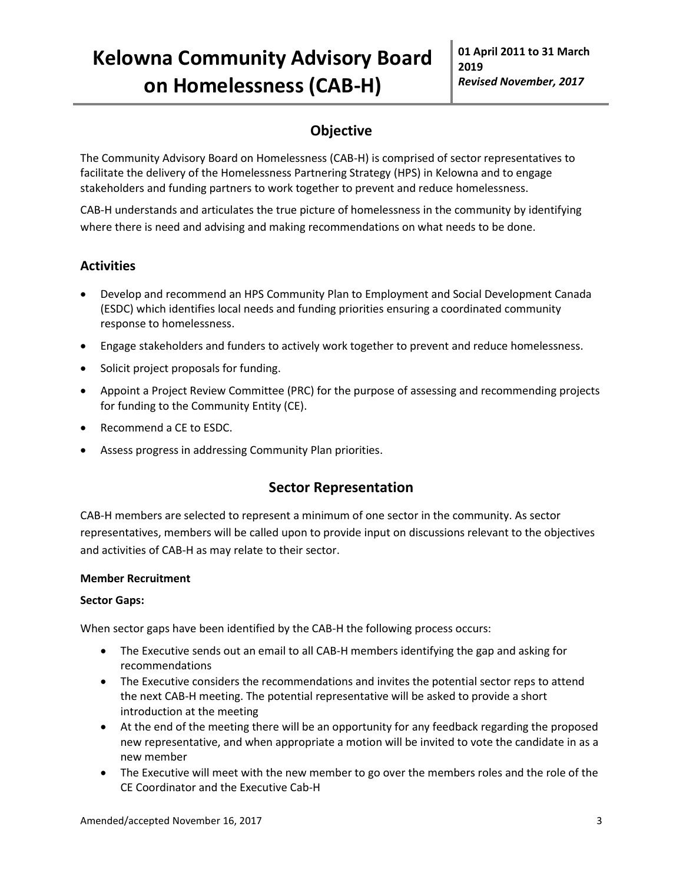# Kelowna Community Advisory Board on Homelessness (CAB-H)

**01 April 2011 to 31 March 2019**
***Revised November, 2017***

## Objective

The Community Advisory Board on Homelessness (CAB-H) is comprised of sector representatives to facilitate the delivery of the Homelessness Partnering Strategy (HPS) in Kelowna and to engage stakeholders and funding partners to work together to prevent and reduce homelessness.

CAB-H understands and articulates the true picture of homelessness in the community by identifying where there is need and advising and making recommendations on what needs to be done.

## Activities

- Develop and recommend an HPS Community Plan to Employment and Social Development Canada (ESDC) which identifies local needs and funding priorities ensuring a coordinated community response to homelessness.
- Engage stakeholders and funders to actively work together to prevent and reduce homelessness.
- Solicit project proposals for funding.
- Appoint a Project Review Committee (PRC) for the purpose of assessing and recommending projects for funding to the Community Entity (CE).
- Recommend a CE to ESDC.
- Assess progress in addressing Community Plan priorities.

## Sector Representation

CAB-H members are selected to represent a minimum of one sector in the community. As sector representatives, members will be called upon to provide input on discussions relevant to the objectives and activities of CAB-H as may relate to their sector.

**Member Recruitment**

**Sector Gaps:**

When sector gaps have been identified by the CAB-H the following process occurs:

- The Executive sends out an email to all CAB-H members identifying the gap and asking for recommendations
- The Executive considers the recommendations and invites the potential sector reps to attend the next CAB-H meeting. The potential representative will be asked to provide a short introduction at the meeting
- At the end of the meeting there will be an opportunity for any feedback regarding the proposed new representative, and when appropriate a motion will be invited to vote the candidate in as a new member
- The Executive will meet with the new member to go over the members roles and the role of the CE Coordinator and the Executive Cab-H

Amended/accepted November 16, 2017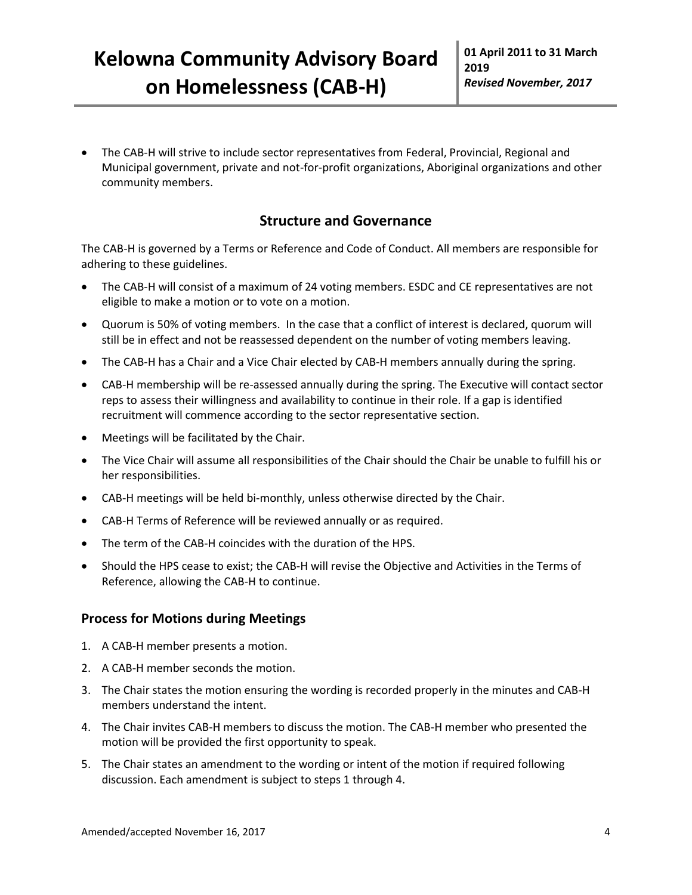- The CAB-H will strive to include sector representatives from Federal, Provincial, Regional and Municipal government, private and not-for-profit organizations, Aboriginal organizations and other community members.

## Structure and Governance

The CAB-H is governed by a Terms or Reference and Code of Conduct. All members are responsible for adhering to these guidelines.

- The CAB-H will consist of a maximum of 24 voting members. ESDC and CE representatives are not eligible to make a motion or to vote on a motion.
- Quorum is 50% of voting members. In the case that a conflict of interest is declared, quorum will still be in effect and not be reassessed dependent on the number of voting members leaving.
- The CAB-H has a Chair and a Vice Chair elected by CAB-H members annually during the spring.
- CAB-H membership will be re-assessed annually during the spring. The Executive will contact sector reps to assess their willingness and availability to continue in their role. If a gap is identified recruitment will commence according to the sector representative section.
- Meetings will be facilitated by the Chair.
- The Vice Chair will assume all responsibilities of the Chair should the Chair be unable to fulfill his or her responsibilities.
- CAB-H meetings will be held bi-monthly, unless otherwise directed by the Chair.
- CAB-H Terms of Reference will be reviewed annually or as required.
- The term of the CAB-H coincides with the duration of the HPS.
- Should the HPS cease to exist; the CAB-H will revise the Objective and Activities in the Terms of Reference, allowing the CAB-H to continue.

### Process for Motions during Meetings

1. A CAB-H member presents a motion.
2. A CAB-H member seconds the motion.
3. The Chair states the motion ensuring the wording is recorded properly in the minutes and CAB-H members understand the intent.
4. The Chair invites CAB-H members to discuss the motion. The CAB-H member who presented the motion will be provided the first opportunity to speak.
5. The Chair states an amendment to the wording or intent of the motion if required following discussion. Each amendment is subject to steps 1 through 4.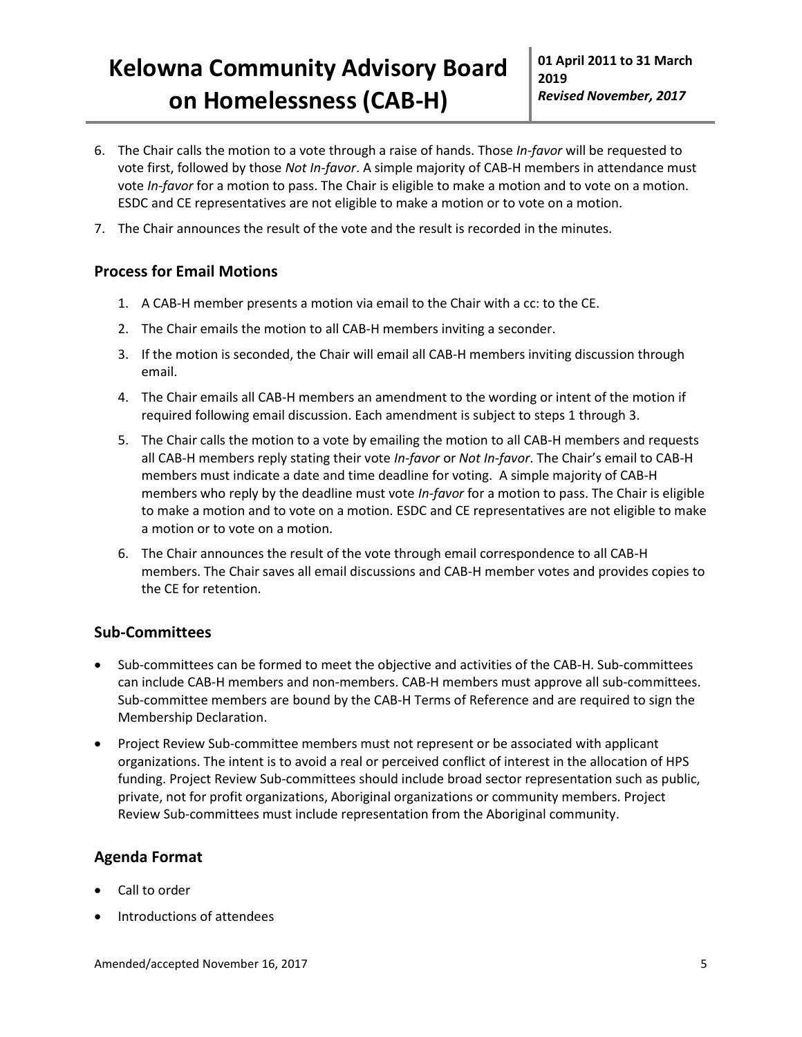6. The Chair calls the motion to a vote through a raise of hands. Those *In-favor* will be requested to vote first, followed by those *Not In-favor*. A simple majority of CAB-H members in attendance must vote *In-favor* for a motion to pass. The Chair is eligible to make a motion and to vote on a motion. ESDC and CE representatives are not eligible to make a motion or to vote on a motion.
7. The Chair announces the result of the vote and the result is recorded in the minutes.

## Process for Email Motions

1. A CAB-H member presents a motion via email to the Chair with a cc: to the CE.
2. The Chair emails the motion to all CAB-H members inviting a seconder.
3. If the motion is seconded, the Chair will email all CAB-H members inviting discussion through email.
4. The Chair emails all CAB-H members an amendment to the wording or intent of the motion if required following email discussion. Each amendment is subject to steps 1 through 3.
5. The Chair calls the motion to a vote by emailing the motion to all CAB-H members and requests all CAB-H members reply stating their vote *In-favor* or *Not In-favor*. The Chair's email to CAB-H members must indicate a date and time deadline for voting. A simple majority of CAB-H members who reply by the deadline must vote *In-favor* for a motion to pass. The Chair is eligible to make a motion and to vote on a motion. ESDC and CE representatives are not eligible to make a motion or to vote on a motion.
6. The Chair announces the result of the vote through email correspondence to all CAB-H members. The Chair saves all email discussions and CAB-H member votes and provides copies to the CE for retention.

## Sub-Committees

- Sub-committees can be formed to meet the objective and activities of the CAB-H. Sub-committees can include CAB-H members and non-members. CAB-H members must approve all sub-committees. Sub-committee members are bound by the CAB-H Terms of Reference and are required to sign the Membership Declaration.
- Project Review Sub-committee members must not represent or be associated with applicant organizations. The intent is to avoid a real or perceived conflict of interest in the allocation of HPS funding. Project Review Sub-committees should include broad sector representation such as public, private, not for profit organizations, Aboriginal organizations or community members. Project Review Sub-committees must include representation from the Aboriginal community.

## Agenda Format

- Call to order
- Introductions of attendees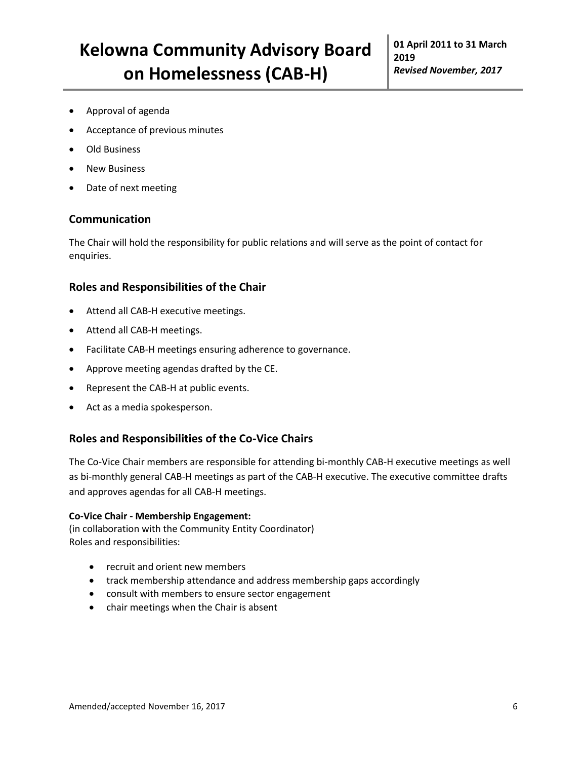- Approval of agenda
- Acceptance of previous minutes
- Old Business
- New Business
- Date of next meeting

### Communication

The Chair will hold the responsibility for public relations and will serve as the point of contact for enquiries.

### Roles and Responsibilities of the Chair

- Attend all CAB-H executive meetings.
- Attend all CAB-H meetings.
- Facilitate CAB-H meetings ensuring adherence to governance.
- Approve meeting agendas drafted by the CE.
- Represent the CAB-H at public events.
- Act as a media spokesperson.

### Roles and Responsibilities of the Co-Vice Chairs

The Co-Vice Chair members are responsible for attending bi-monthly CAB-H executive meetings as well as bi-monthly general CAB-H meetings as part of the CAB-H executive. The executive committee drafts and approves agendas for all CAB-H meetings.

**Co-Vice Chair - Membership Engagement:**
(in collaboration with the Community Entity Coordinator)
Roles and responsibilities:

- recruit and orient new members
- track membership attendance and address membership gaps accordingly
- consult with members to ensure sector engagement
- chair meetings when the Chair is absent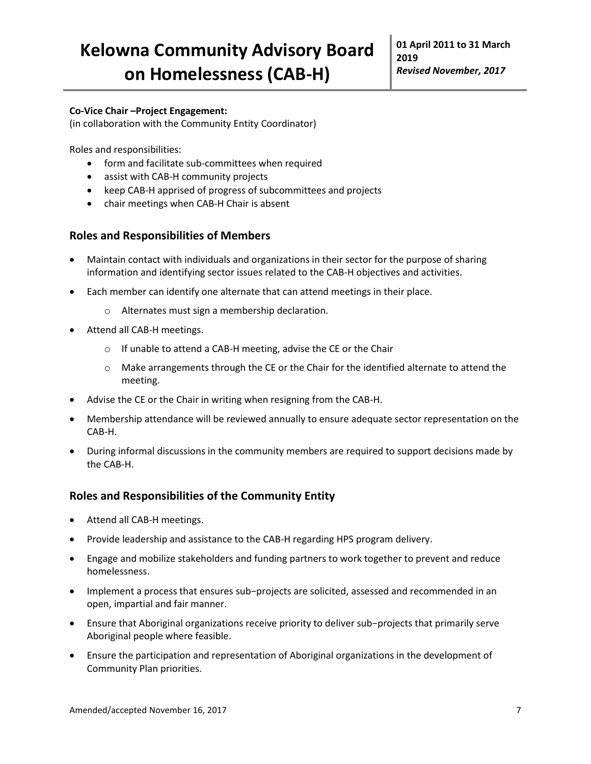**Co-Vice Chair –Project Engagement:**
(in collaboration with the Community Entity Coordinator)

Roles and responsibilities:

- form and facilitate sub-committees when required
- assist with CAB-H community projects
- keep CAB-H apprised of progress of subcommittees and projects
- chair meetings when CAB-H Chair is absent

## Roles and Responsibilities of Members

- Maintain contact with individuals and organizations in their sector for the purpose of sharing information and identifying sector issues related to the CAB-H objectives and activities.
- Each member can identify one alternate that can attend meetings in their place.
  - Alternates must sign a membership declaration.
- Attend all CAB-H meetings.
  - If unable to attend a CAB-H meeting, advise the CE or the Chair
  - Make arrangements through the CE or the Chair for the identified alternate to attend the meeting.
- Advise the CE or the Chair in writing when resigning from the CAB-H.
- Membership attendance will be reviewed annually to ensure adequate sector representation on the CAB-H.
- During informal discussions in the community members are required to support decisions made by the CAB-H.

## Roles and Responsibilities of the Community Entity

- Attend all CAB-H meetings.
- Provide leadership and assistance to the CAB-H regarding HPS program delivery.
- Engage and mobilize stakeholders and funding partners to work together to prevent and reduce homelessness.
- Implement a process that ensures sub−projects are solicited, assessed and recommended in an open, impartial and fair manner.
- Ensure that Aboriginal organizations receive priority to deliver sub−projects that primarily serve Aboriginal people where feasible.
- Ensure the participation and representation of Aboriginal organizations in the development of Community Plan priorities.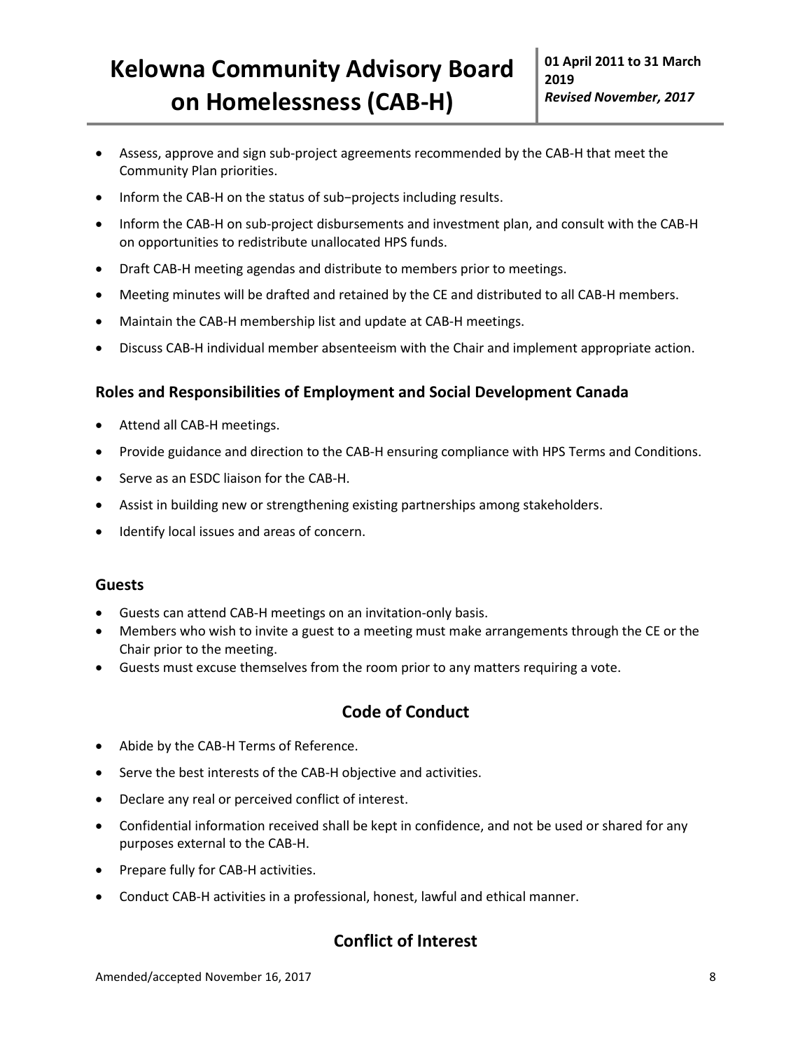- Assess, approve and sign sub-project agreements recommended by the CAB-H that meet the Community Plan priorities.
- Inform the CAB-H on the status of sub−projects including results.
- Inform the CAB-H on sub-project disbursements and investment plan, and consult with the CAB-H on opportunities to redistribute unallocated HPS funds.
- Draft CAB-H meeting agendas and distribute to members prior to meetings.
- Meeting minutes will be drafted and retained by the CE and distributed to all CAB-H members.
- Maintain the CAB-H membership list and update at CAB-H meetings.
- Discuss CAB-H individual member absenteeism with the Chair and implement appropriate action.

### Roles and Responsibilities of Employment and Social Development Canada

- Attend all CAB-H meetings.
- Provide guidance and direction to the CAB-H ensuring compliance with HPS Terms and Conditions.
- Serve as an ESDC liaison for the CAB-H.
- Assist in building new or strengthening existing partnerships among stakeholders.
- Identify local issues and areas of concern.

### Guests

- Guests can attend CAB-H meetings on an invitation-only basis.
- Members who wish to invite a guest to a meeting must make arrangements through the CE or the Chair prior to the meeting.
- Guests must excuse themselves from the room prior to any matters requiring a vote.

## Code of Conduct

- Abide by the CAB-H Terms of Reference.
- Serve the best interests of the CAB-H objective and activities.
- Declare any real or perceived conflict of interest.
- Confidential information received shall be kept in confidence, and not be used or shared for any purposes external to the CAB-H.
- Prepare fully for CAB-H activities.
- Conduct CAB-H activities in a professional, honest, lawful and ethical manner.

## Conflict of Interest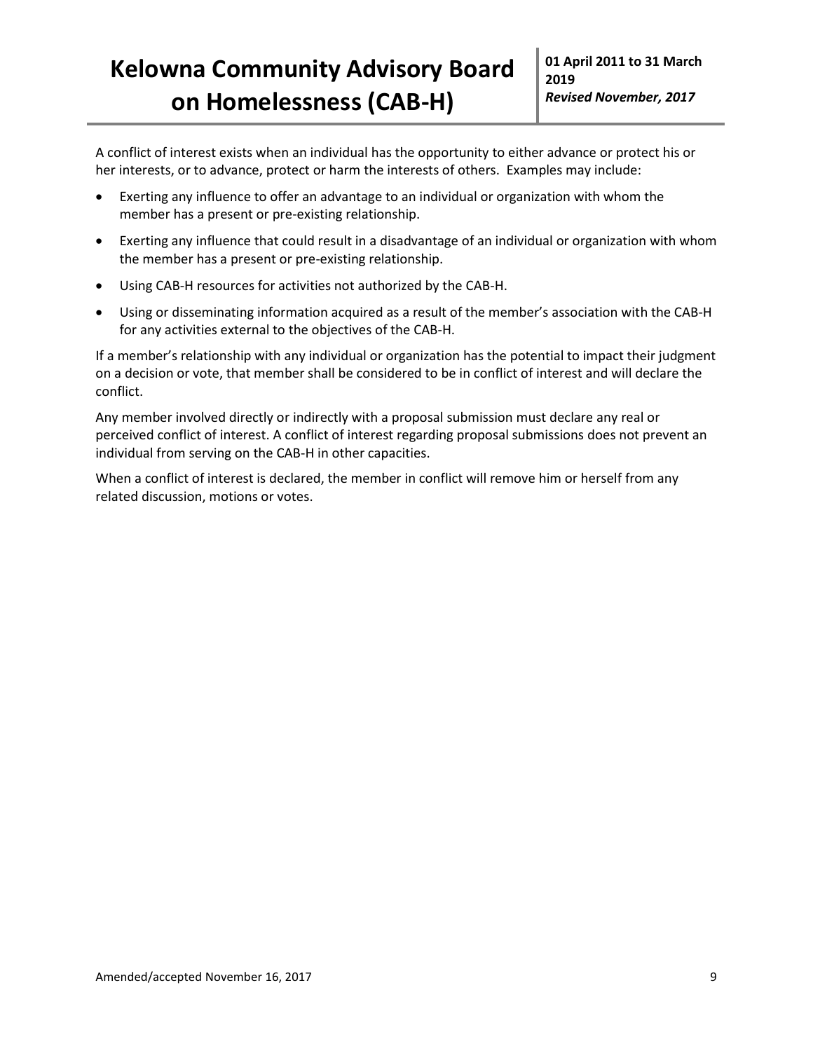A conflict of interest exists when an individual has the opportunity to either advance or protect his or her interests, or to advance, protect or harm the interests of others. Examples may include:

- Exerting any influence to offer an advantage to an individual or organization with whom the member has a present or pre-existing relationship.
- Exerting any influence that could result in a disadvantage of an individual or organization with whom the member has a present or pre-existing relationship.
- Using CAB-H resources for activities not authorized by the CAB-H.
- Using or disseminating information acquired as a result of the member's association with the CAB-H for any activities external to the objectives of the CAB-H.

If a member's relationship with any individual or organization has the potential to impact their judgment on a decision or vote, that member shall be considered to be in conflict of interest and will declare the conflict.

Any member involved directly or indirectly with a proposal submission must declare any real or perceived conflict of interest. A conflict of interest regarding proposal submissions does not prevent an individual from serving on the CAB-H in other capacities.

When a conflict of interest is declared, the member in conflict will remove him or herself from any related discussion, motions or votes.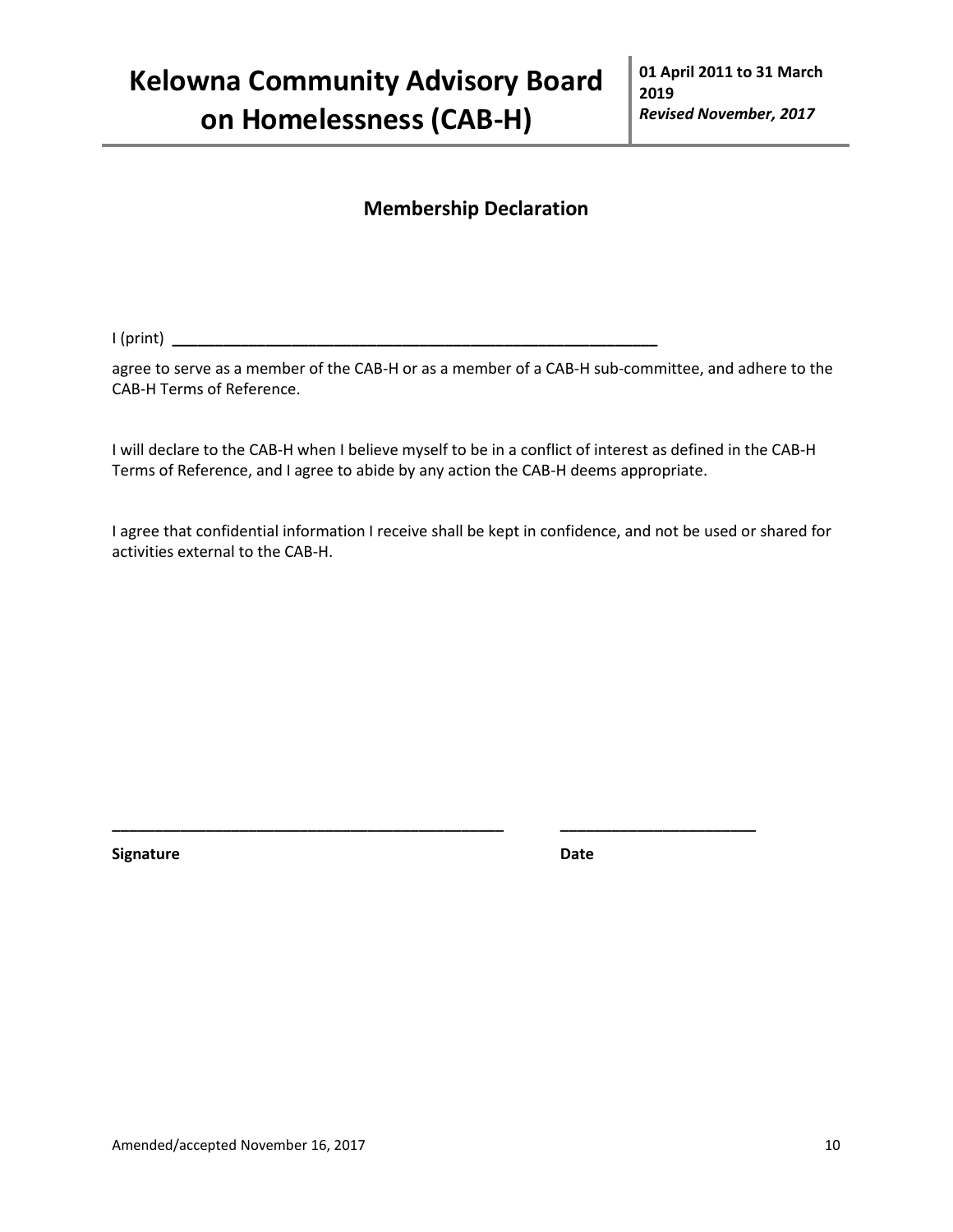## Membership Declaration

I (print) _______________________________________________________

agree to serve as a member of the CAB-H or as a member of a CAB-H sub-committee, and adhere to the CAB-H Terms of Reference.

I will declare to the CAB-H when I believe myself to be in a conflict of interest as defined in the CAB-H Terms of Reference, and I agree to abide by any action the CAB-H deems appropriate.

I agree that confidential information I receive shall be kept in confidence, and not be used or shared for activities external to the CAB-H.

_____________________________________________ ______________________

**Signature** **Date**